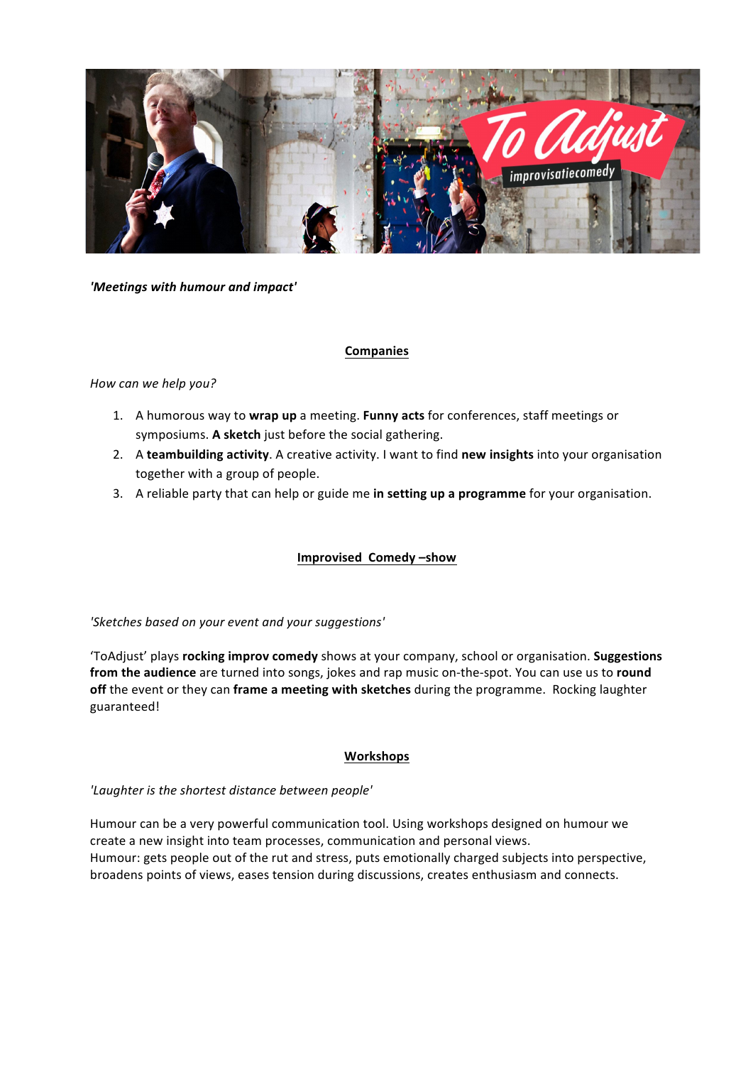*'Meetings with humour and impact'*

## Companies

*How can we help you?*

1. A humorous way to **wrap up** a meeting. **Funny acts** for conferences, staff meetings or symposiums. **A sketch** just before the social gathering.
2. A **teambuilding activity**. A creative activity. I want to find **new insights** into your organisation together with a group of people.
3. A reliable party that can help or guide me **in setting up a programme** for your organisation.

## Improvised Comedy –show

*'Sketches based on your event and your suggestions'*

'ToAdjust' plays **rocking improv comedy** shows at your company, school or organisation. **Suggestions from the audience** are turned into songs, jokes and rap music on-the-spot. You can use us to **round off** the event or they can **frame a meeting with sketches** during the programme. Rocking laughter guaranteed!

## Workshops

*'Laughter is the shortest distance between people'*

Humour can be a very powerful communication tool. Using workshops designed on humour we create a new insight into team processes, communication and personal views.
Humour: gets people out of the rut and stress, puts emotionally charged subjects into perspective, broadens points of views, eases tension during discussions, creates enthusiasm and connects.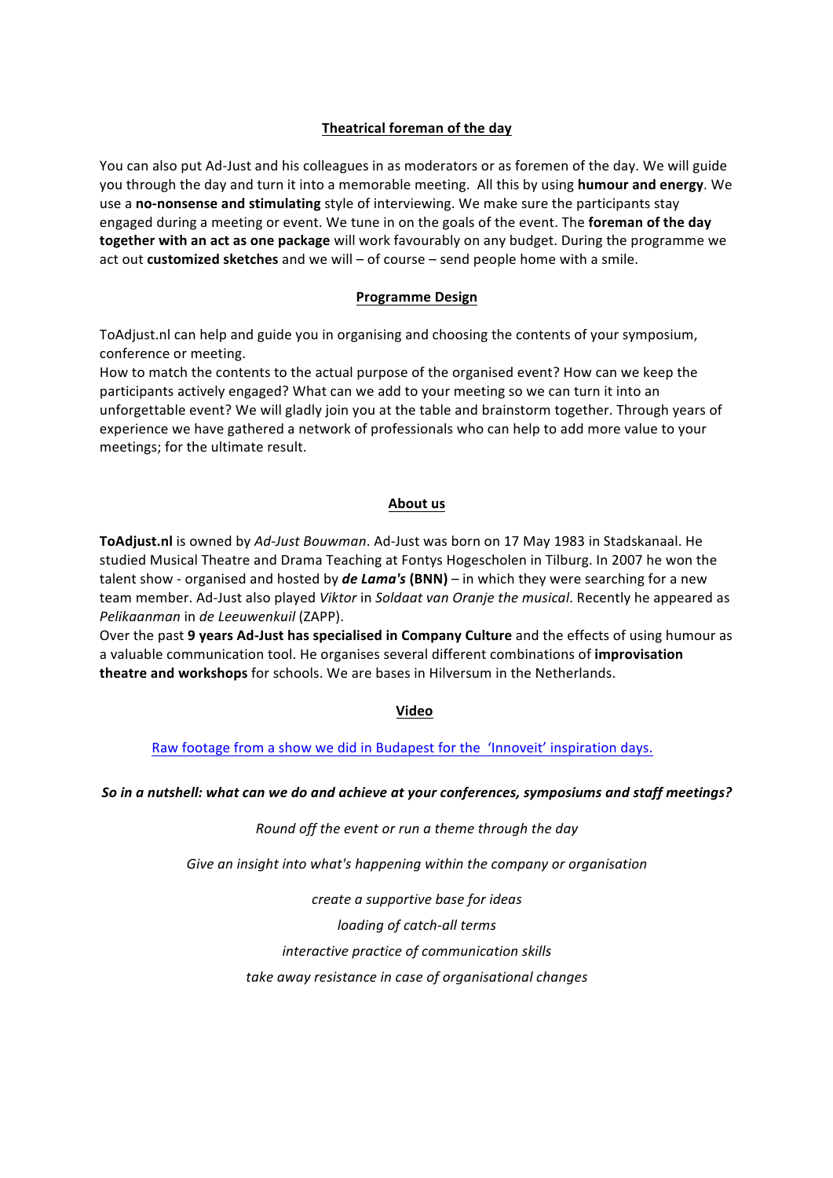## Theatrical foreman of the day

You can also put Ad-Just and his colleagues in as moderators or as foremen of the day. We will guide you through the day and turn it into a memorable meeting. All this by using **humour and energy**. We use a **no-nonsense and stimulating** style of interviewing. We make sure the participants stay engaged during a meeting or event. We tune in on the goals of the event. The **foreman of the day together with an act as one package** will work favourably on any budget. During the programme we act out **customized sketches** and we will – of course – send people home with a smile.

## Programme Design

ToAdjust.nl can help and guide you in organising and choosing the contents of your symposium, conference or meeting.
How to match the contents to the actual purpose of the organised event? How can we keep the participants actively engaged? What can we add to your meeting so we can turn it into an unforgettable event? We will gladly join you at the table and brainstorm together. Through years of experience we have gathered a network of professionals who can help to add more value to your meetings; for the ultimate result.

## About us

**ToAdjust.nl** is owned by *Ad-Just Bouwman*. Ad-Just was born on 17 May 1983 in Stadskanaal. He studied Musical Theatre and Drama Teaching at Fontys Hogescholen in Tilburg. In 2007 he won the talent show - organised and hosted by ***de Lama's*** **(BNN)** – in which they were searching for a new team member. Ad-Just also played *Viktor* in *Soldaat van Oranje the musical*. Recently he appeared as *Pelikaanman* in *de Leeuwenkuil* (ZAPP).
Over the past **9 years Ad-Just has specialised in Company Culture** and the effects of using humour as a valuable communication tool. He organises several different combinations of **improvisation theatre and workshops** for schools. We are bases in Hilversum in the Netherlands.

## Video

Raw footage from a show we did in Budapest for the 'Innoveit' inspiration days.

***So in a nutshell: what can we do and achieve at your conferences, symposiums and staff meetings?***

*Round off the event or run a theme through the day*

*Give an insight into what's happening within the company or organisation*

*create a supportive base for ideas*

*loading of catch-all terms*

*interactive practice of communication skills*

*take away resistance in case of organisational changes*